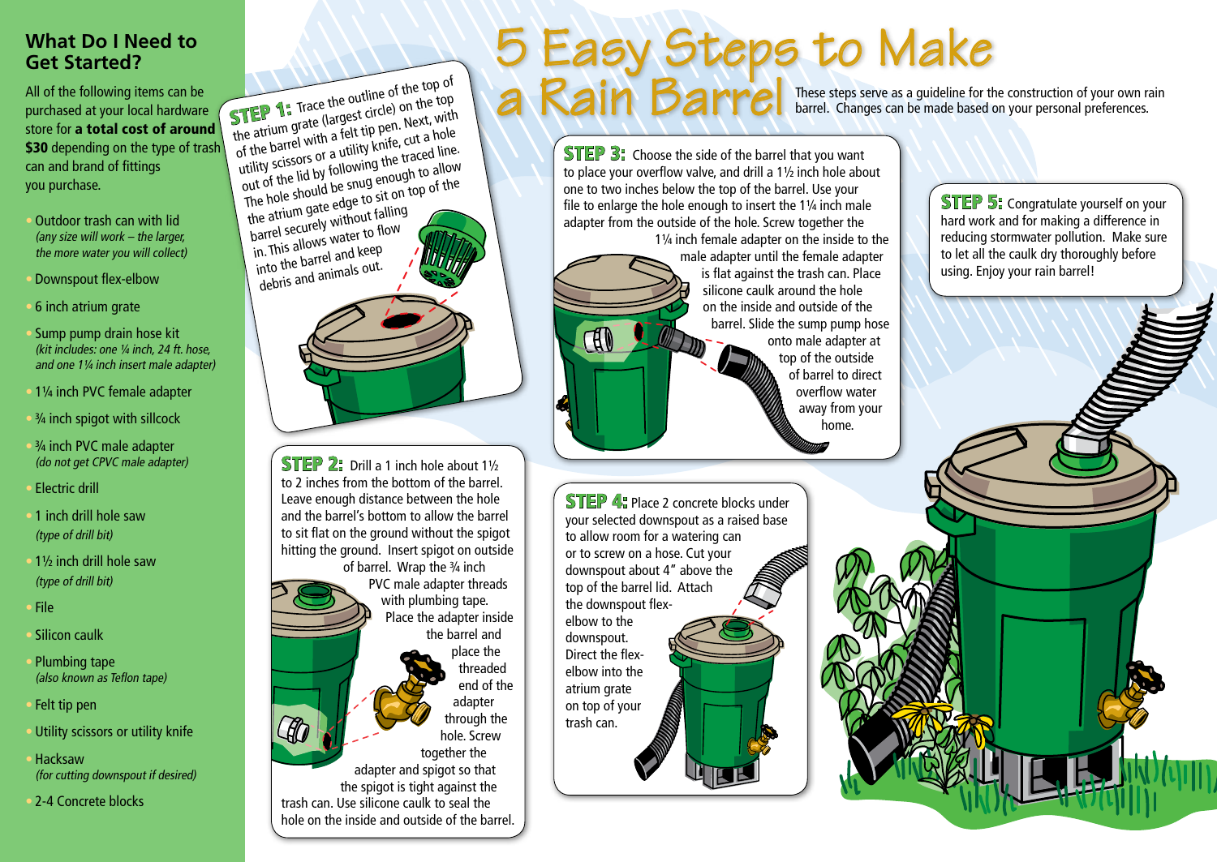# 5 Easy Steps to Make a Rain Barrel

These steps serve as a guideline for the construction of your own rain barrel. Changes can be made based on your personal preferences.

## What Do I Need to Get Started?

All of the following items can be purchased at your local hardware store for **a total cost of around $30** depending on the type of trash can and brand of fittings you purchase.

- Outdoor trash can with lid
  *(any size will work – the larger, the more water you will collect)*
- Downspout flex-elbow
- 6 inch atrium grate
- Sump pump drain hose kit
  *(kit includes: one ¼ inch, 24 ft. hose, and one 1¼ inch insert male adapter)*
- 1¼ inch PVC female adapter
- ¾ inch spigot with sillcock
- ¾ inch PVC male adapter
  *(do not get CPVC male adapter)*
- Electric drill
- 1 inch drill hole saw
  *(type of drill bit)*
- 1½ inch drill hole saw
  *(type of drill bit)*
- File
- Silicon caulk
- Plumbing tape
  *(also known as Teflon tape)*
- Felt tip pen
- Utility scissors or utility knife
- Hacksaw
  *(for cutting downspout if desired)*
- 2-4 Concrete blocks

**STEP 1:** Trace the outline of the top of the atrium grate (largest circle) on the top of the barrel with a felt tip pen. Next, with utility scissors or a utility knife, cut a hole out of the lid by following the traced line. The hole should be snug enough to allow the atrium gate edge to sit on top of the barrel securely without falling in. This allows water to flow into the barrel and keep debris and animals out.

**STEP 2:** Drill a 1 inch hole about 1½ to 2 inches from the bottom of the barrel. Leave enough distance between the hole and the barrel's bottom to allow the barrel to sit flat on the ground without the spigot hitting the ground. Insert spigot on outside of barrel. Wrap the ¾ inch PVC male adapter threads with plumbing tape. Place the adapter inside the barrel and place the threaded end of the adapter through the hole. Screw together the adapter and spigot so that the spigot is tight against the trash can. Use silicone caulk to seal the hole on the inside and outside of the barrel.

**STEP 3:** Choose the side of the barrel that you want to place your overflow valve, and drill a 1½ inch hole about one to two inches below the top of the barrel. Use your file to enlarge the hole enough to insert the 1¼ inch male adapter from the outside of the hole. Screw together the 1¼ inch female adapter on the inside to the male adapter until the female adapter is flat against the trash can. Place silicone caulk around the hole on the inside and outside of the barrel. Slide the sump pump hose onto male adapter at top of the outside of barrel to direct overflow water away from your home.

**STEP 4:** Place 2 concrete blocks under your selected downspout as a raised base to allow room for a watering can or to screw on a hose. Cut your downspout about 4" above the top of the barrel lid. Attach the downspout flex-elbow to the downspout. Direct the flex-elbow into the atrium grate on top of your trash can.

**STEP 5:** Congratulate yourself on your hard work and for making a difference in reducing stormwater pollution. Make sure to let all the caulk dry thoroughly before using. Enjoy your rain barrel!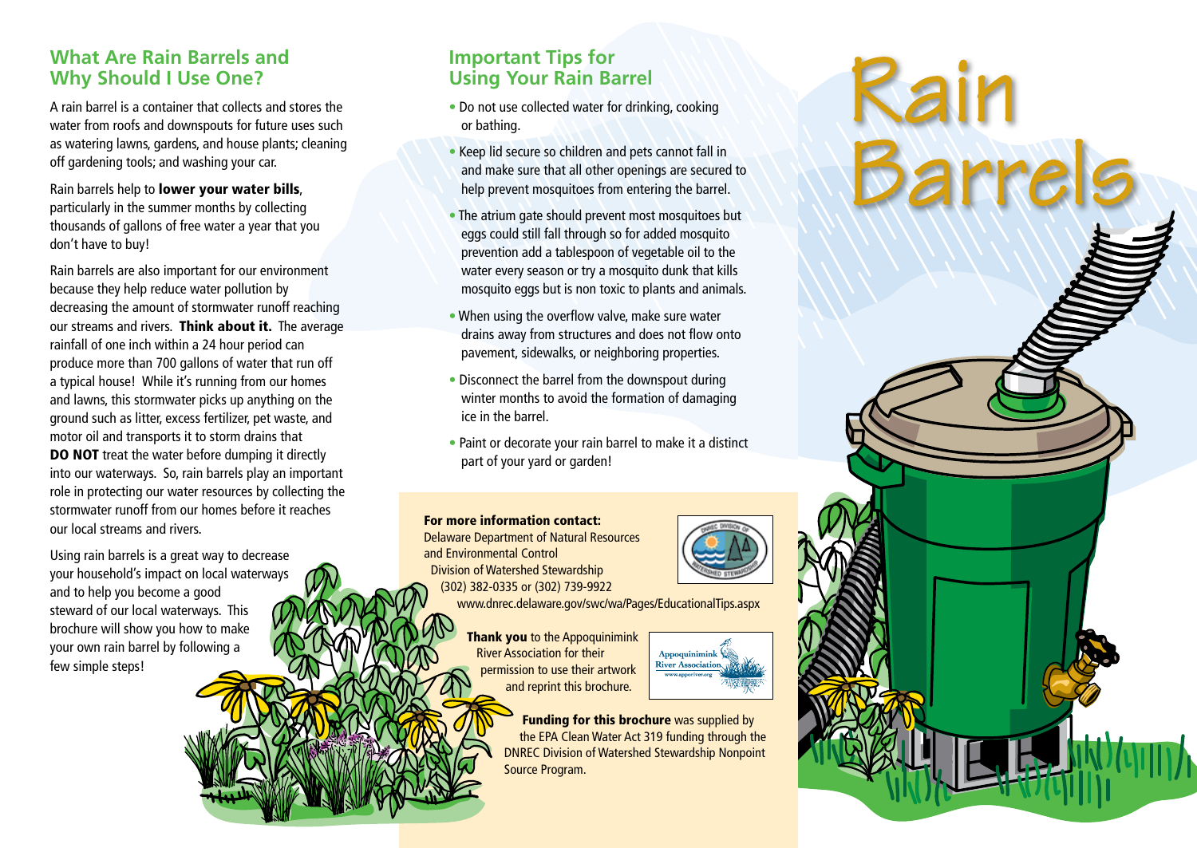# Rain Barrels

## What Are Rain Barrels and Why Should I Use One?

A rain barrel is a container that collects and stores the water from roofs and downspouts for future uses such as watering lawns, gardens, and house plants; cleaning off gardening tools; and washing your car.

Rain barrels help to **lower your water bills**, particularly in the summer months by collecting thousands of gallons of free water a year that you don't have to buy!

Rain barrels are also important for our environment because they help reduce water pollution by decreasing the amount of stormwater runoff reaching our streams and rivers. **Think about it.** The average rainfall of one inch within a 24 hour period can produce more than 700 gallons of water that run off a typical house! While it's running from our homes and lawns, this stormwater picks up anything on the ground such as litter, excess fertilizer, pet waste, and motor oil and transports it to storm drains that **DO NOT** treat the water before dumping it directly into our waterways. So, rain barrels play an important role in protecting our water resources by collecting the stormwater runoff from our homes before it reaches our local streams and rivers.

Using rain barrels is a great way to decrease your household's impact on local waterways and to help you become a good steward of our local waterways. This brochure will show you how to make your own rain barrel by following a few simple steps!

## Important Tips for Using Your Rain Barrel

- Do not use collected water for drinking, cooking or bathing.
- Keep lid secure so children and pets cannot fall in and make sure that all other openings are secured to help prevent mosquitoes from entering the barrel.
- The atrium gate should prevent most mosquitoes but eggs could still fall through so for added mosquito prevention add a tablespoon of vegetable oil to the water every season or try a mosquito dunk that kills mosquito eggs but is non toxic to plants and animals.
- When using the overflow valve, make sure water drains away from structures and does not flow onto pavement, sidewalks, or neighboring properties.
- Disconnect the barrel from the downspout during winter months to avoid the formation of damaging ice in the barrel.
- Paint or decorate your rain barrel to make it a distinct part of your yard or garden!

**For more information contact:**
Delaware Department of Natural Resources and Environmental Control
Division of Watershed Stewardship
(302) 382-0335 or (302) 739-9922
www.dnrec.delaware.gov/swc/wa/Pages/EducationalTips.aspx

**Thank you** to the Appoquinimink River Association for their permission to use their artwork and reprint this brochure.

**Funding for this brochure** was supplied by the EPA Clean Water Act 319 funding through the DNREC Division of Watershed Stewardship Nonpoint Source Program.